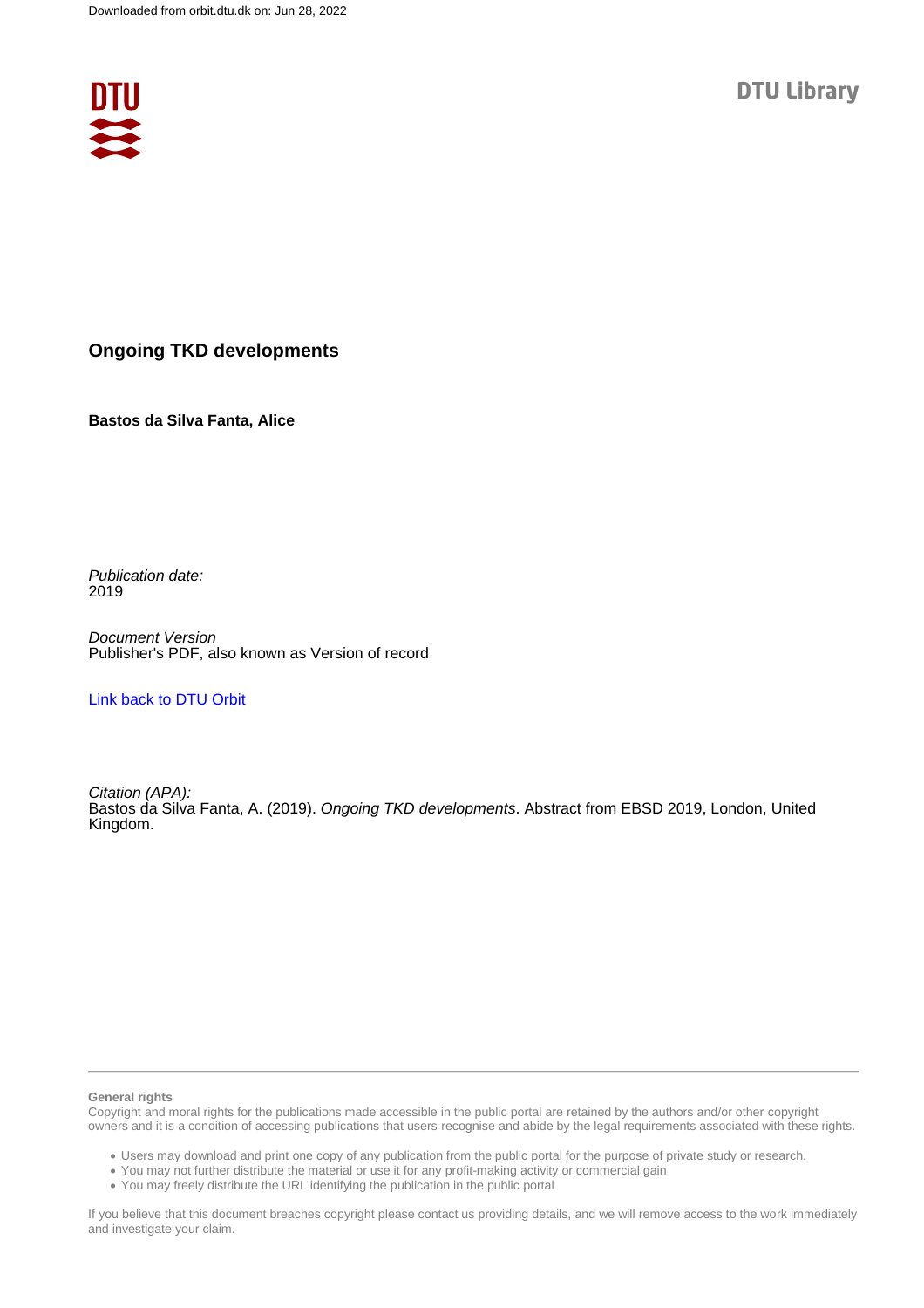Downloaded from orbit.dtu.dk on: Jun 28, 2022

DTU Library

# Ongoing TKD developments

**Bastos da Silva Fanta, Alice**

*Publication date:*
2019

*Document Version*
Publisher's PDF, also known as Version of record

[Link back to DTU Orbit](#)

*Citation (APA):*
Bastos da Silva Fanta, A. (2019). *Ongoing TKD developments*. Abstract from EBSD 2019, London, United Kingdom.

**General rights**
Copyright and moral rights for the publications made accessible in the public portal are retained by the authors and/or other copyright owners and it is a condition of accessing publications that users recognise and abide by the legal requirements associated with these rights.

- Users may download and print one copy of any publication from the public portal for the purpose of private study or research.
- You may not further distribute the material or use it for any profit-making activity or commercial gain
- You may freely distribute the URL identifying the publication in the public portal

If you believe that this document breaches copyright please contact us providing details, and we will remove access to the work immediately and investigate your claim.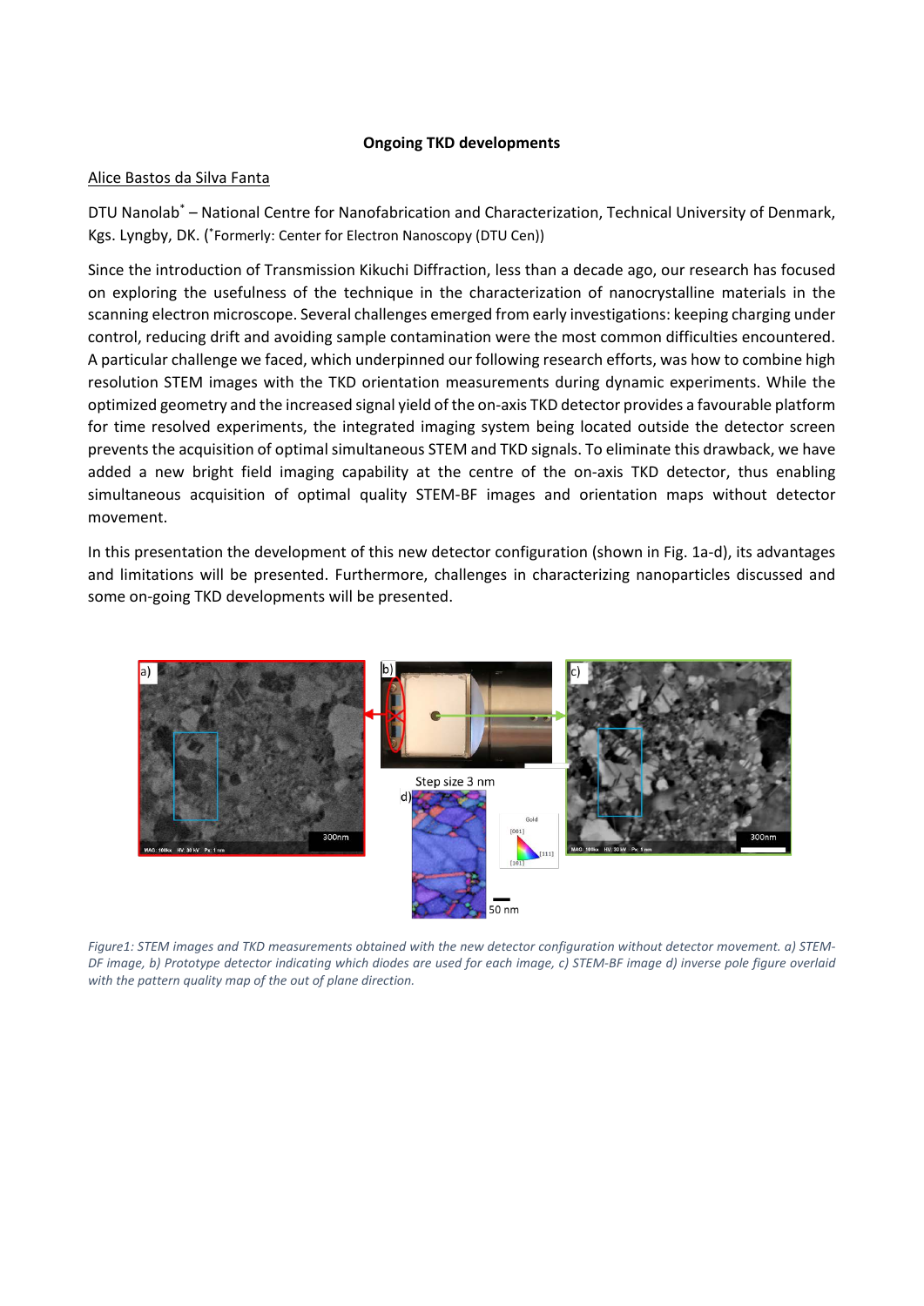**Ongoing TKD developments**

Alice Bastos da Silva Fanta

DTU Nanolab* – National Centre for Nanofabrication and Characterization, Technical University of Denmark, Kgs. Lyngby, DK. (*Formerly: Center for Electron Nanoscopy (DTU Cen))

Since the introduction of Transmission Kikuchi Diffraction, less than a decade ago, our research has focused on exploring the usefulness of the technique in the characterization of nanocrystalline materials in the scanning electron microscope. Several challenges emerged from early investigations: keeping charging under control, reducing drift and avoiding sample contamination were the most common difficulties encountered. A particular challenge we faced, which underpinned our following research efforts, was how to combine high resolution STEM images with the TKD orientation measurements during dynamic experiments. While the optimized geometry and the increased signal yield of the on-axis TKD detector provides a favourable platform for time resolved experiments, the integrated imaging system being located outside the detector screen prevents the acquisition of optimal simultaneous STEM and TKD signals. To eliminate this drawback, we have added a new bright field imaging capability at the centre of the on-axis TKD detector, thus enabling simultaneous acquisition of optimal quality STEM-BF images and orientation maps without detector movement.

In this presentation the development of this new detector configuration (shown in Fig. 1a-d), its advantages and limitations will be presented. Furthermore, challenges in characterizing nanoparticles discussed and some on-going TKD developments will be presented.

a)

300nm

b)

Step size 3 nm

d)

Gold

[001]

[111]

[101]

50 nm

c)

300nm

*Figure1: STEM images and TKD measurements obtained with the new detector configuration without detector movement. a) STEM-DF image, b) Prototype detector indicating which diodes are used for each image, c) STEM-BF image d) inverse pole figure overlaid with the pattern quality map of the out of plane direction.*